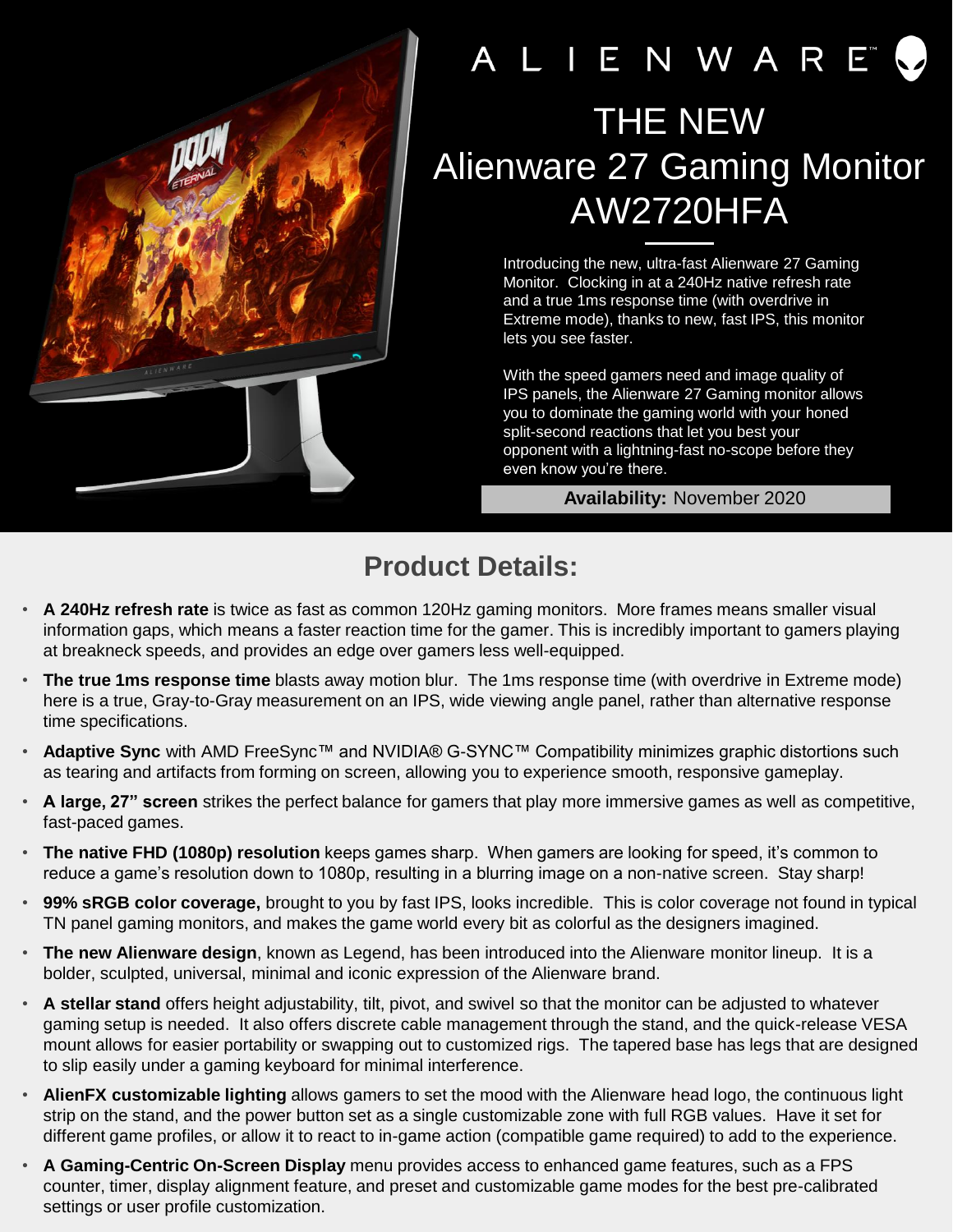ALIENWARE

# THE NEW Alienware 27 Gaming Monitor AW2720HFA

Introducing the new, ultra-fast Alienware 27 Gaming Monitor. Clocking in at a 240Hz native refresh rate and a true 1ms response time (with overdrive in Extreme mode), thanks to new, fast IPS, this monitor lets you see faster.

With the speed gamers need and image quality of IPS panels, the Alienware 27 Gaming monitor allows you to dominate the gaming world with your honed split-second reactions that let you best your opponent with a lightning-fast no-scope before they even know you're there.

**Availability:** November 2020

## Product Details:

- **A 240Hz refresh rate** is twice as fast as common 120Hz gaming monitors. More frames means smaller visual information gaps, which means a faster reaction time for the gamer. This is incredibly important to gamers playing at breakneck speeds, and provides an edge over gamers less well-equipped.
- **The true 1ms response time** blasts away motion blur. The 1ms response time (with overdrive in Extreme mode) here is a true, Gray-to-Gray measurement on an IPS, wide viewing angle panel, rather than alternative response time specifications.
- **Adaptive Sync** with AMD FreeSync™ and NVIDIA® G-SYNC™ Compatibility minimizes graphic distortions such as tearing and artifacts from forming on screen, allowing you to experience smooth, responsive gameplay.
- **A large, 27" screen** strikes the perfect balance for gamers that play more immersive games as well as competitive, fast-paced games.
- **The native FHD (1080p) resolution** keeps games sharp. When gamers are looking for speed, it's common to reduce a game's resolution down to 1080p, resulting in a blurring image on a non-native screen. Stay sharp!
- **99% sRGB color coverage,** brought to you by fast IPS, looks incredible. This is color coverage not found in typical TN panel gaming monitors, and makes the game world every bit as colorful as the designers imagined.
- **The new Alienware design**, known as Legend, has been introduced into the Alienware monitor lineup. It is a bolder, sculpted, universal, minimal and iconic expression of the Alienware brand.
- **A stellar stand** offers height adjustability, tilt, pivot, and swivel so that the monitor can be adjusted to whatever gaming setup is needed. It also offers discrete cable management through the stand, and the quick-release VESA mount allows for easier portability or swapping out to customized rigs. The tapered base has legs that are designed to slip easily under a gaming keyboard for minimal interference.
- **AlienFX customizable lighting** allows gamers to set the mood with the Alienware head logo, the continuous light strip on the stand, and the power button set as a single customizable zone with full RGB values. Have it set for different game profiles, or allow it to react to in-game action (compatible game required) to add to the experience.
- **A Gaming-Centric On-Screen Display** menu provides access to enhanced game features, such as a FPS counter, timer, display alignment feature, and preset and customizable game modes for the best pre-calibrated settings or user profile customization.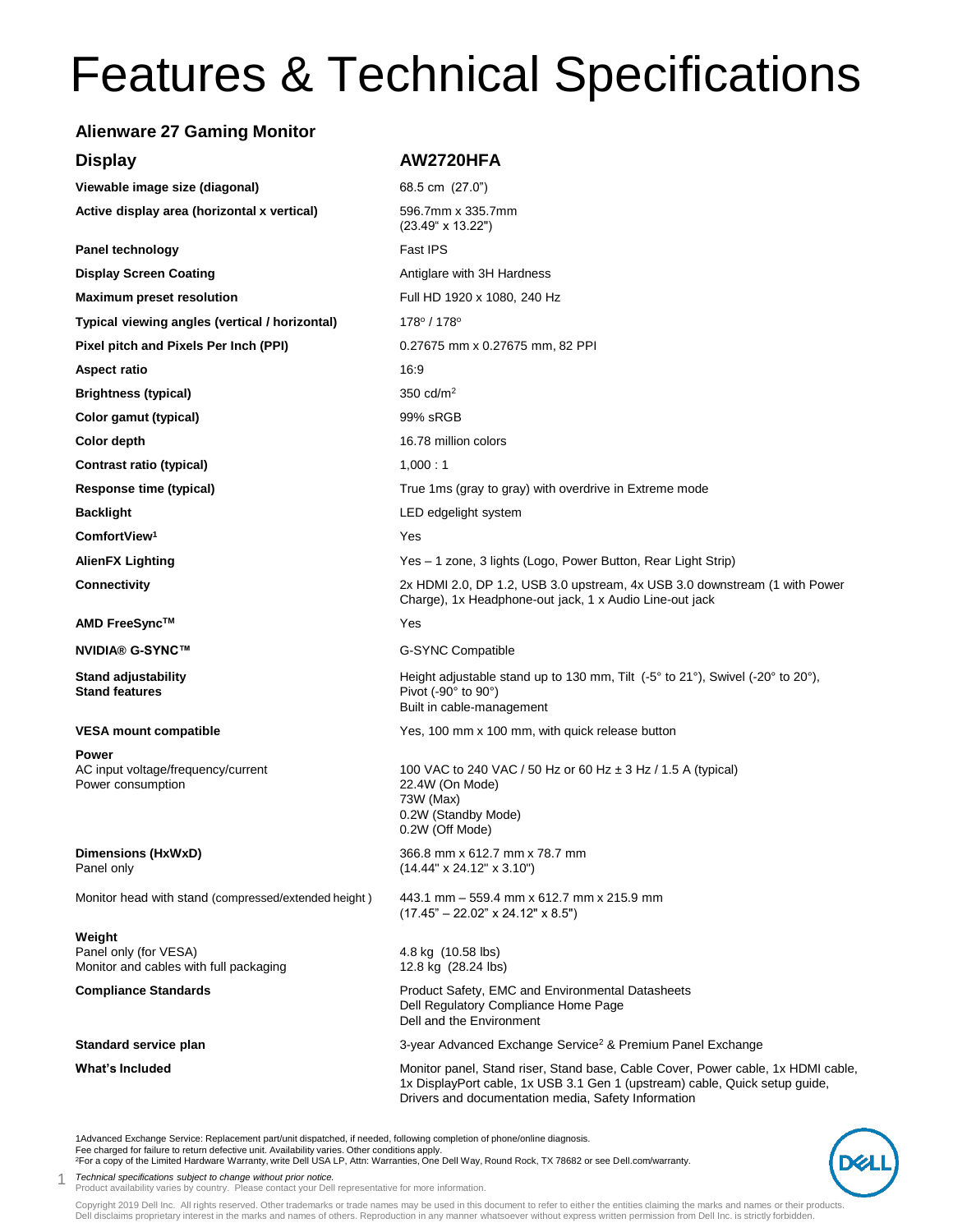# Features & Technical Specifications

## Alienware 27 Gaming Monitor

| Display | AW2720HFA |
| --- | --- |
| **Viewable image size (diagonal)** | 68.5 cm (27.0") |
| **Active display area (horizontal x vertical)** | 596.7mm x 335.7mm (23.49" x 13.22") |
| **Panel technology** | Fast IPS |
| **Display Screen Coating** | Antiglare with 3H Hardness |
| **Maximum preset resolution** | Full HD 1920 x 1080, 240 Hz |
| **Typical viewing angles (vertical / horizontal)** | 178° / 178° |
| **Pixel pitch and Pixels Per Inch (PPI)** | 0.27675 mm x 0.27675 mm, 82 PPI |
| **Aspect ratio** | 16:9 |
| **Brightness (typical)** | 350 cd/m² |
| **Color gamut (typical)** | 99% sRGB |
| **Color depth** | 16.78 million colors |
| **Contrast ratio (typical)** | 1,000 : 1 |
| **Response time (typical)** | True 1ms (gray to gray) with overdrive in Extreme mode |
| **Backlight** | LED edgelight system |
| **ComfortView[1]** | Yes |
| **AlienFX Lighting** | Yes – 1 zone, 3 lights (Logo, Power Button, Rear Light Strip) |
| **Connectivity** | 2x HDMI 2.0, DP 1.2, USB 3.0 upstream, 4x USB 3.0 downstream (1 with Power Charge), 1x Headphone-out jack, 1 x Audio Line-out jack |
| **AMD FreeSync™** | Yes |
| **NVIDIA® G-SYNC™** | G-SYNC Compatible |
| **Stand adjustability** **Stand features** | Height adjustable stand up to 130 mm, Tilt (-5° to 21°), Swivel (-20° to 20°), Pivot (-90° to 90°) Built in cable-management |
| **VESA mount compatible** | Yes, 100 mm x 100 mm, with quick release button |
| **Power** AC input voltage/frequency/current Power consumption | 100 VAC to 240 VAC / 50 Hz or 60 Hz ± 3 Hz / 1.5 A (typical) 22.4W (On Mode) 73W (Max) 0.2W (Standby Mode) 0.2W (Off Mode) |
| **Dimensions (HxWxD)** Panel only | 366.8 mm x 612.7 mm x 78.7 mm (14.44" x 24.12" x 3.10") |
| Monitor head with stand (compressed/extended height ) | 443.1 mm – 559.4 mm x 612.7 mm x 215.9 mm (17.45" – 22.02" x 24.12" x 8.5") |
| **Weight** Panel only (for VESA) Monitor and cables with full packaging | 4.8 kg (10.58 lbs) 12.8 kg (28.24 lbs) |
| **Compliance Standards** | Product Safety, EMC and Environmental Datasheets Dell Regulatory Compliance Home Page Dell and the Environment |
| **Standard service plan** | 3-year Advanced Exchange Service[2] & Premium Panel Exchange |
| **What's Included** | Monitor panel, Stand riser, Stand base, Cable Cover, Power cable, 1x HDMI cable, 1x DisplayPort cable, 1x USB 3.1 Gen 1 (upstream) cable, Quick setup guide, Drivers and documentation media, Safety Information |

1Advanced Exchange Service: Replacement part/unit dispatched, if needed, following completion of phone/online diagnosis. Fee charged for failure to return defective unit. Availability varies. Other conditions apply.
²For a copy of the Limited Hardware Warranty, write Dell USA LP, Attn: Warranties, One Dell Way, Round Rock, TX 78682 or see Dell.com/warranty.

*Technical specifications subject to change without prior notice.*
Product availability varies by country. Please contact your Dell representative for more information.

Copyright 2019 Dell Inc. All rights reserved. Other trademarks or trade names may be used in this document to refer to either the entities claiming the marks and names or their products. Dell disclaims proprietary interest in the marks and names of others. Reproduction in any manner whatsoever without express written permission from Dell Inc. is strictly forbidden.